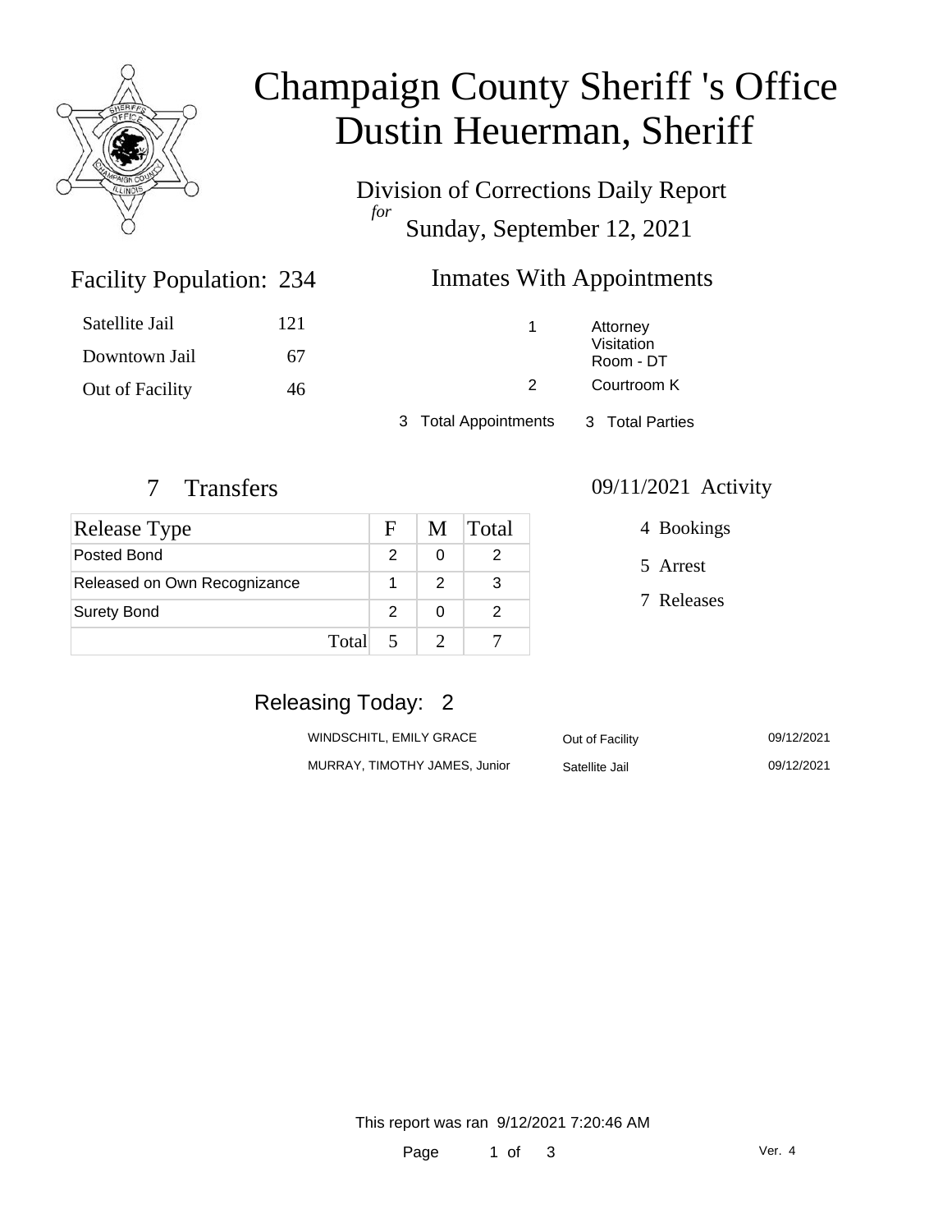# Champaign County Sheriff 's Office
# Dustin Heuerman, Sheriff

Division of Corrections Daily Report
*for*
Sunday, September 12, 2021

## Facility Population: 234

| | |
|---|---|
| Satellite Jail | 121 |
| Downtown Jail | 67 |
| Out of Facility | 46 |

## Inmates With Appointments

| | |
|---|---|
| 1 | Attorney Visitation Room - DT |
| 2 | Courtroom K |

3 Total Appointments 3 Total Parties

## 7 Transfers

| Release Type | F | M | Total |
|---|---|---|---|
| Posted Bond | 2 | 0 | 2 |
| Released on Own Recognizance | 1 | 2 | 3 |
| Surety Bond | 2 | 0 | 2 |
| Total | 5 | 2 | 7 |

## 09/11/2021 Activity

- 4 Bookings
- 5 Arrest
- 7 Releases

## Releasing Today: 2

| | | |
|---|---|---|
| WINDSCHITL, EMILY GRACE | Out of Facility | 09/12/2021 |
| MURRAY, TIMOTHY JAMES, Junior | Satellite Jail | 09/12/2021 |

This report was ran 9/12/2021 7:20:46 AM

Ver. 4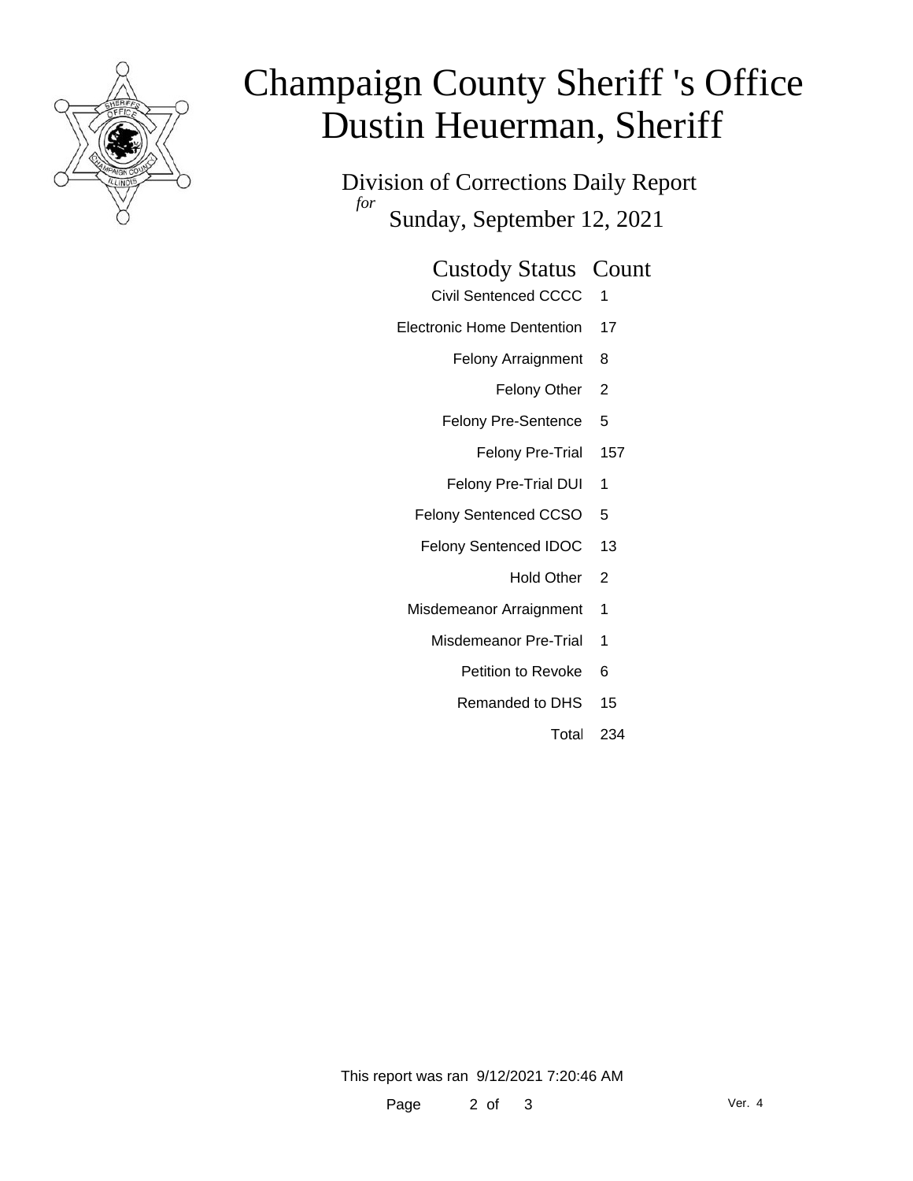# Champaign County Sheriff 's Office
# Dustin Heuerman, Sheriff

## Division of Corrections Daily Report

*for*

Sunday, September 12, 2021

| Custody Status | Count |
|---|---|
| Civil Sentenced CCCC | 1 |
| Electronic Home Dentention | 17 |
| Felony Arraignment | 8 |
| Felony Other | 2 |
| Felony Pre-Sentence | 5 |
| Felony Pre-Trial | 157 |
| Felony Pre-Trial DUI | 1 |
| Felony Sentenced CCSO | 5 |
| Felony Sentenced IDOC | 13 |
| Hold Other | 2 |
| Misdemeanor Arraignment | 1 |
| Misdemeanor Pre-Trial | 1 |
| Petition to Revoke | 6 |
| Remanded to DHS | 15 |
| Total | 234 |

This report was ran 9/12/2021 7:20:46 AM

Ver. 4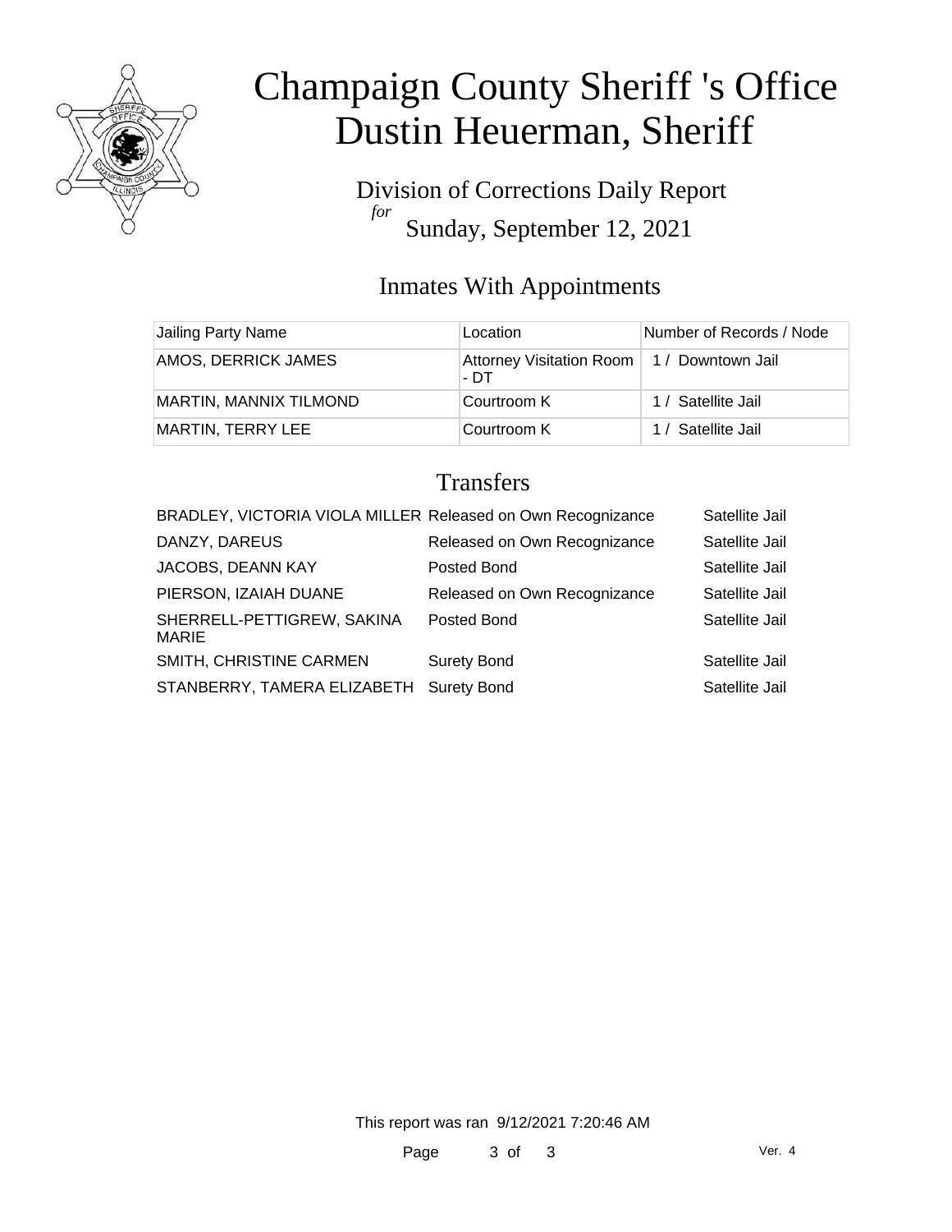# Champaign County Sheriff 's Office
# Dustin Heuerman, Sheriff

Division of Corrections Daily Report
*for*
Sunday, September 12, 2021

## Inmates With Appointments

| Jailing Party Name | Location | Number of Records / Node |
|---|---|---|
| AMOS, DERRICK JAMES | Attorney Visitation Room - DT | 1 / Downtown Jail |
| MARTIN, MANNIX TILMOND | Courtroom K | 1 / Satellite Jail |
| MARTIN, TERRY LEE | Courtroom K | 1 / Satellite Jail |

## Transfers

| | | |
|---|---|---|
| BRADLEY, VICTORIA VIOLA MILLER | Released on Own Recognizance | Satellite Jail |
| DANZY, DAREUS | Released on Own Recognizance | Satellite Jail |
| JACOBS, DEANN KAY | Posted Bond | Satellite Jail |
| PIERSON, IZAIAH DUANE | Released on Own Recognizance | Satellite Jail |
| SHERRELL-PETTIGREW, SAKINA MARIE | Posted Bond | Satellite Jail |
| SMITH, CHRISTINE CARMEN | Surety Bond | Satellite Jail |
| STANBERRY, TAMERA ELIZABETH | Surety Bond | Satellite Jail |

This report was ran 9/12/2021 7:20:46 AM

Ver. 4